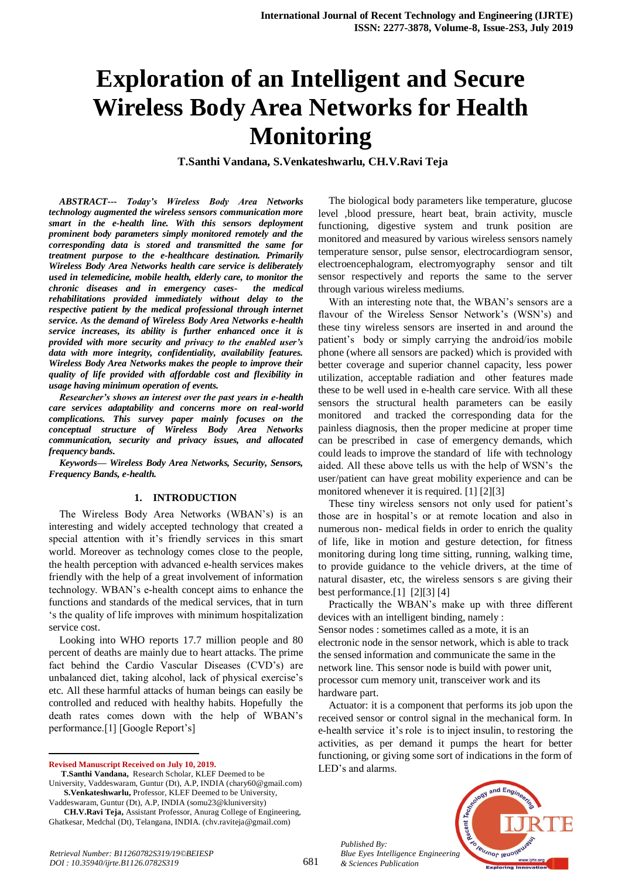# Exploration of an Intelligent and Secure Wireless Body Area Networks for Health Monitoring

**T.Santhi Vandana, S.Venkateshwarlu, CH.V.Ravi Teja**

***ABSTRACT--- Today's Wireless Body Area Networks technology augmented the wireless sensors communication more smart in the e-health line. With this sensors deployment prominent body parameters simply monitored remotely and the corresponding data is stored and transmitted the same for treatment purpose to the e-healthcare destination. Primarily Wireless Body Area Networks health care service is deliberately used in telemedicine, mobile health, elderly care, to monitor the chronic diseases and in emergency cases- the medical rehabilitations provided immediately without delay to the respective patient by the medical professional through internet service. As the demand of Wireless Body Area Networks e-health service increases, its ability is further enhanced once it is provided with more security and privacy to the enabled user's data with more integrity, confidentiality, availability features. Wireless Body Area Networks makes the people to improve their quality of life provided with affordable cost and flexibility in usage having minimum operation of events.***

***Researcher's shows an interest over the past years in e-health care services adaptability and concerns more on real-world complications. This survey paper mainly focuses on the conceptual structure of Wireless Body Area Networks communication, security and privacy issues, and allocated frequency bands.***

***Keywords— Wireless Body Area Networks, Security, Sensors, Frequency Bands, e-health.***

## 1. INTRODUCTION

The Wireless Body Area Networks (WBAN's) is an interesting and widely accepted technology that created a special attention with it's friendly services in this smart world. Moreover as technology comes close to the people, the health perception with advanced e-health services makes friendly with the help of a great involvement of information technology. WBAN's e-health concept aims to enhance the functions and standards of the medical services, that in turn 's the quality of life improves with minimum hospitalization service cost.

Looking into WHO reports 17.7 million people and 80 percent of deaths are mainly due to heart attacks. The prime fact behind the Cardio Vascular Diseases (CVD's) are unbalanced diet, taking alcohol, lack of physical exercise's etc. All these harmful attacks of human beings can easily be controlled and reduced with healthy habits. Hopefully the death rates comes down with the help of WBAN's performance.[1] [Google Report's]

The biological body parameters like temperature, glucose level ,blood pressure, heart beat, brain activity, muscle functioning, digestive system and trunk position are monitored and measured by various wireless sensors namely temperature sensor, pulse sensor, electrocardiogram sensor, electroencephalogram, electromyography sensor and tilt sensor respectively and reports the same to the server through various wireless mediums.

With an interesting note that, the WBAN's sensors are a flavour of the Wireless Sensor Network's (WSN's) and these tiny wireless sensors are inserted in and around the patient's body or simply carrying the android/ios mobile phone (where all sensors are packed) which is provided with better coverage and superior channel capacity, less power utilization, acceptable radiation and other features made these to be well used in e-health care service. With all these sensors the structural health parameters can be easily monitored and tracked the corresponding data for the painless diagnosis, then the proper medicine at proper time can be prescribed in case of emergency demands, which could leads to improve the standard of life with technology aided. All these above tells us with the help of WSN's the user/patient can have great mobility experience and can be monitored whenever it is required. [1] [2][3]

These tiny wireless sensors not only used for patient's those are in hospital's or at remote location and also in numerous non- medical fields in order to enrich the quality of life, like in motion and gesture detection, for fitness monitoring during long time sitting, running, walking time, to provide guidance to the vehicle drivers, at the time of natural disaster, etc, the wireless sensors s are giving their best performance.[1] [2][3] [4]

Practically the WBAN's make up with three different devices with an intelligent binding, namely :

Sensor nodes : sometimes called as a mote, it is an electronic node in the sensor network, which is able to track the sensed information and communicate the same in the network line. This sensor node is build with power unit, processor cum memory unit, transceiver work and its hardware part.

Actuator: it is a component that performs its job upon the received sensor or control signal in the mechanical form. In e-health service it's role is to inject insulin, to restoring the activities, as per demand it pumps the heart for better functioning, or giving some sort of indications in the form of LED's and alarms.

---

**Revised Manuscript Received on July 10, 2019.**

**T.Santhi Vandana,** Research Scholar, KLEF Deemed to be University, Vaddeswaram, Guntur (Dt), A.P, INDIA (chary60@gmail.com)

**S.Venkateshwarlu,** Professor, KLEF Deemed to be University, Vaddeswaram, Guntur (Dt), A.P, INDIA (somu23@kluniversity)

**CH.V.Ravi Teja,** Assistant Professor, Anurag College of Engineering, Ghatkesar, Medchal (Dt), Telangana, INDIA. (chv.raviteja@gmail.com)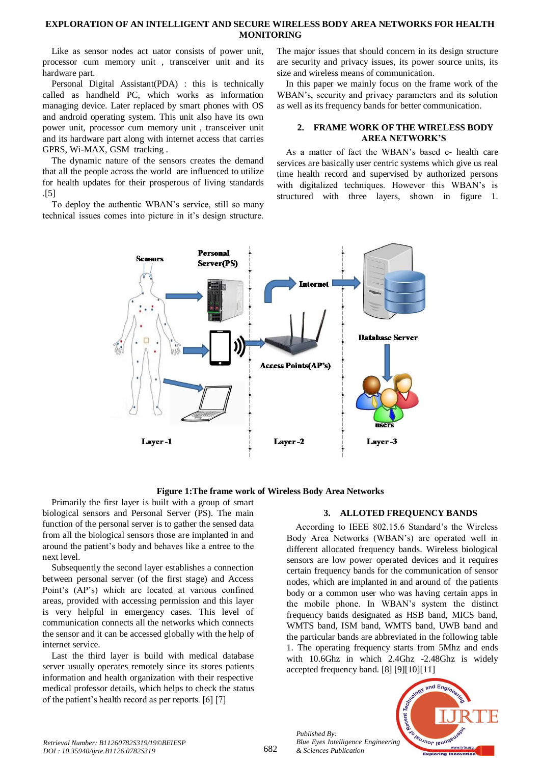Like as sensor nodes act uator consists of power unit, processor cum memory unit , transceiver unit and its hardware part.

Personal Digital Assistant(PDA) : this is technically called as handheld PC, which works as information managing device. Later replaced by smart phones with OS and android operating system. This unit also have its own power unit, processor cum memory unit , transceiver unit and its hardware part along with internet access that carries GPRS, Wi-MAX, GSM tracking .

The dynamic nature of the sensors creates the demand that all the people across the world are influenced to utilize for health updates for their prosperous of living standards .[5]

To deploy the authentic WBAN's service, still so many technical issues comes into picture in it's design structure. The major issues that should concern in its design structure are security and privacy issues, its power source units, its size and wireless means of communication.

In this paper we mainly focus on the frame work of the WBAN's, security and privacy parameters and its solution as well as its frequency bands for better communication.

## 2. FRAME WORK OF THE WIRELESS BODY AREA NETWORK'S

As a matter of fact the WBAN's based e- health care services are basically user centric systems which give us real time health record and supervised by authorized persons with digitalized techniques. However this WBAN's is structured with three layers, shown in figure 1.

**Figure 1:The frame work of Wireless Body Area Networks**

Primarily the first layer is built with a group of smart biological sensors and Personal Server (PS). The main function of the personal server is to gather the sensed data from all the biological sensors those are implanted in and around the patient's body and behaves like a entree to the next level.

Subsequently the second layer establishes a connection between personal server (of the first stage) and Access Point's (AP's) which are located at various confined areas, provided with accessing permission and this layer is very helpful in emergency cases. This level of communication connects all the networks which connects the sensor and it can be accessed globally with the help of internet service.

Last the third layer is build with medical database server usually operates remotely since its stores patients information and health organization with their respective medical professor details, which helps to check the status of the patient's health record as per reports. [6] [7]

## 3. ALLOTED FREQUENCY BANDS

According to IEEE 802.15.6 Standard's the Wireless Body Area Networks (WBAN's) are operated well in different allocated frequency bands. Wireless biological sensors are low power operated devices and it requires certain frequency bands for the communication of sensor nodes, which are implanted in and around of the patients body or a common user who was having certain apps in the mobile phone. In WBAN's system the distinct frequency bands designated as HSB band, MICS band, WMTS band, ISM band, WMTS band, UWB band and the particular bands are abbreviated in the following table 1. The operating frequency starts from 5Mhz and ends with 10.6Ghz in which 2.4Ghz -2.48Ghz is widely accepted frequency band. [8] [9][10][11]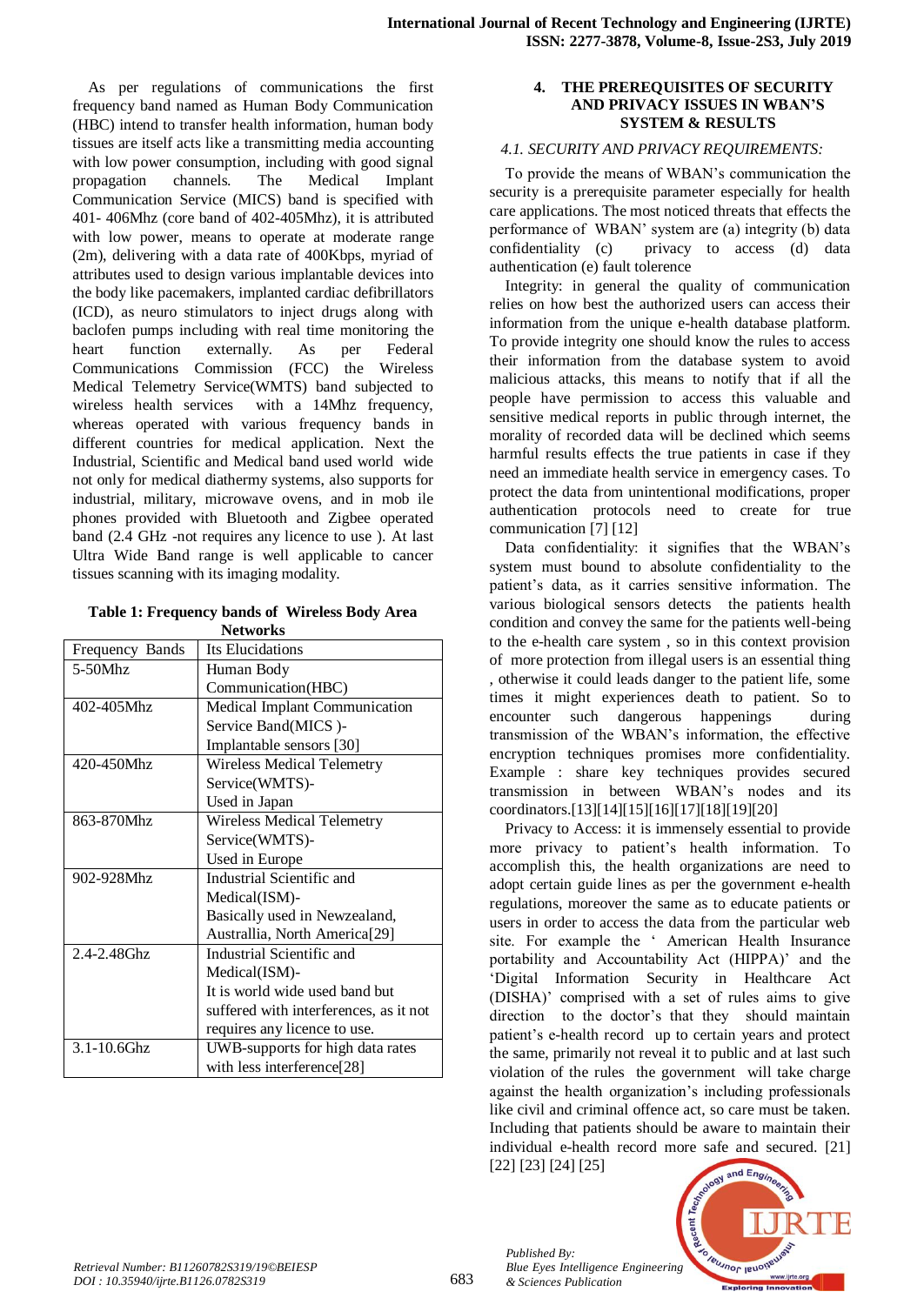As per regulations of communications the first frequency band named as Human Body Communication (HBC) intend to transfer health information, human body tissues are itself acts like a transmitting media accounting with low power consumption, including with good signal propagation channels. The Medical Implant Communication Service (MICS) band is specified with 401- 406Mhz (core band of 402-405Mhz), it is attributed with low power, means to operate at moderate range (2m), delivering with a data rate of 400Kbps, myriad of attributes used to design various implantable devices into the body like pacemakers, implanted cardiac defibrillators (ICD), as neuro stimulators to inject drugs along with baclofen pumps including with real time monitoring the heart function externally. As per Federal Communications Commission (FCC) the Wireless Medical Telemetry Service(WMTS) band subjected to wireless health services with a 14Mhz frequency, whereas operated with various frequency bands in different countries for medical application. Next the Industrial, Scientific and Medical band used world wide not only for medical diathermy systems, also supports for industrial, military, microwave ovens, and in mob ile phones provided with Bluetooth and Zigbee operated band (2.4 GHz -not requires any licence to use ). At last Ultra Wide Band range is well applicable to cancer tissues scanning with its imaging modality.

**Table 1: Frequency bands of Wireless Body Area Networks**

| Frequency Bands | Its Elucidations |
|---|---|
| 5-50Mhz | Human Body Communication(HBC) |
| 402-405Mhz | Medical Implant Communication Service Band(MICS )- Implantable sensors [30] |
| 420-450Mhz | Wireless Medical Telemetry Service(WMTS)- Used in Japan |
| 863-870Mhz | Wireless Medical Telemetry Service(WMTS)- Used in Europe |
| 902-928Mhz | Industrial Scientific and Medical(ISM)- Basically used in Newzealand, Australia, North America[29] |
| 2.4-2.48Ghz | Industrial Scientific and Medical(ISM)- It is world wide used band but suffered with interferences, as it not requires any licence to use. |
| 3.1-10.6Ghz | UWB-supports for high data rates with less interference[28] |

## 4. THE PREREQUISITES OF SECURITY AND PRIVACY ISSUES IN WBAN'S SYSTEM & RESULTS

### *4.1. SECURITY AND PRIVACY REQUIREMENTS:*

To provide the means of WBAN's communication the security is a prerequisite parameter especially for health care applications. The most noticed threats that effects the performance of WBAN' system are (a) integrity (b) data confidentiality (c) privacy to access (d) data authentication (e) fault tolerence

Integrity: in general the quality of communication relies on how best the authorized users can access their information from the unique e-health database platform. To provide integrity one should know the rules to access their information from the database system to avoid malicious attacks, this means to notify that if all the people have permission to access this valuable and sensitive medical reports in public through internet, the morality of recorded data will be declined which seems harmful results effects the true patients in case if they need an immediate health service in emergency cases. To protect the data from unintentional modifications, proper authentication protocols need to create for true communication [7] [12]

Data confidentiality: it signifies that the WBAN's system must bound to absolute confidentiality to the patient's data, as it carries sensitive information. The various biological sensors detects the patients health condition and convey the same for the patients well-being to the e-health care system , so in this context provision of more protection from illegal users is an essential thing , otherwise it could leads danger to the patient life, some times it might experiences death to patient. So to encounter such dangerous happenings during transmission of the WBAN's information, the effective encryption techniques promises more confidentiality. Example : share key techniques provides secured transmission in between WBAN's nodes and its coordinators.[13][14][15][16][17][18][19][20]

Privacy to Access: it is immensely essential to provide more privacy to patient's health information. To accomplish this, the health organizations are need to adopt certain guide lines as per the government e-health regulations, moreover the same as to educate patients or users in order to access the data from the particular web site. For example the ' American Health Insurance portability and Accountability Act (HIPPA)' and the 'Digital Information Security in Healthcare Act (DISHA)' comprised with a set of rules aims to give direction to the doctor's that they should maintain patient's e-health record up to certain years and protect the same, primarily not reveal it to public and at last such violation of the rules the government will take charge against the health organization's including professionals like civil and criminal offence act, so care must be taken. Including that patients should be aware to maintain their individual e-health record more safe and secured. [21] [22] [23] [24] [25]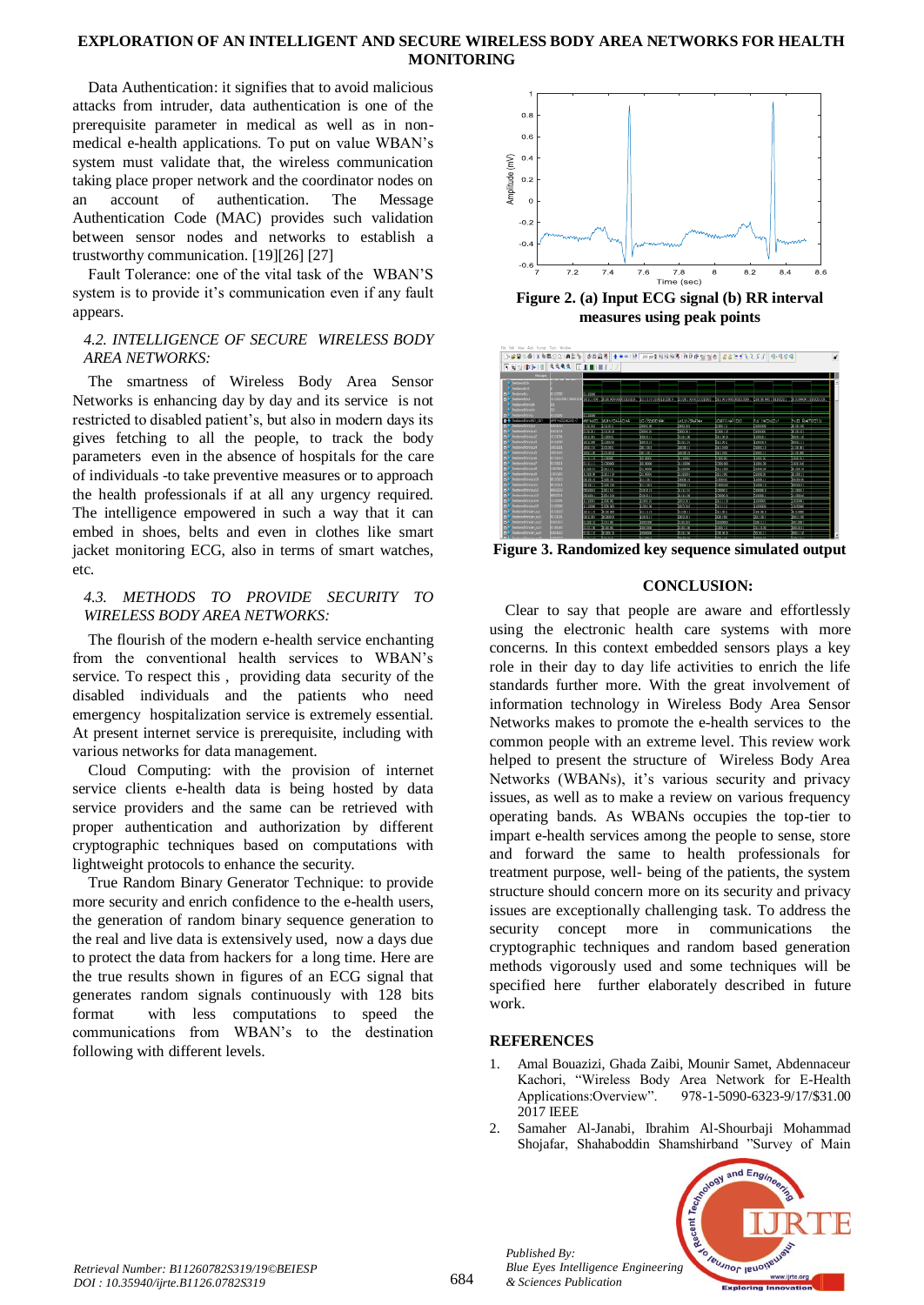Data Authentication: it signifies that to avoid malicious attacks from intruder, data authentication is one of the prerequisite parameter in medical as well as in non-medical e-health applications. To put on value WBAN's system must validate that, the wireless communication taking place proper network and the coordinator nodes on an account of authentication. The Message Authentication Code (MAC) provides such validation between sensor nodes and networks to establish a trustworthy communication. [19][26] [27]

Fault Tolerance: one of the vital task of the WBAN'S system is to provide it's communication even if any fault appears.

### *4.2. INTELLIGENCE OF SECURE WIRELESS BODY AREA NETWORKS:*

The smartness of Wireless Body Area Sensor Networks is enhancing day by day and its service is not restricted to disabled patient's, but also in modern days its gives fetching to all the people, to track the body parameters even in the absence of hospitals for the care of individuals -to take preventive measures or to approach the health professionals if at all any urgency required. The intelligence empowered in such a way that it can embed in shoes, belts and even in clothes like smart jacket monitoring ECG, also in terms of smart watches, etc.

### *4.3. METHODS TO PROVIDE SECURITY TO WIRELESS BODY AREA NETWORKS:*

The flourish of the modern e-health service enchanting from the conventional health services to WBAN's service. To respect this , providing data security of the disabled individuals and the patients who need emergency hospitalization service is extremely essential. At present internet service is prerequisite, including with various networks for data management.

Cloud Computing: with the provision of internet service clients e-health data is being hosted by data service providers and the same can be retrieved with proper authentication and authorization by different cryptographic techniques based on computations with lightweight protocols to enhance the security.

True Random Binary Generator Technique: to provide more security and enrich confidence to the e-health users, the generation of random binary sequence generation to the real and live data is extensively used, now a days due to protect the data from hackers for a long time. Here are the true results shown in figures of an ECG signal that generates random signals continuously with 128 bits format with less computations to speed the communications from WBAN's to the destination following with different levels.

**Figure 2. (a) Input ECG signal (b) RR interval measures using peak points**

**Figure 3. Randomized key sequence simulated output**

## CONCLUSION:

Clear to say that people are aware and effortlessly using the electronic health care systems with more concerns. In this context embedded sensors plays a key role in their day to day life activities to enrich the life standards further more. With the great involvement of information technology in Wireless Body Area Sensor Networks makes to promote the e-health services to the common people with an extreme level. This review work helped to present the structure of Wireless Body Area Networks (WBANs), it's various security and privacy issues, as well as to make a review on various frequency operating bands. As WBANs occupies the top-tier to impart e-health services among the people to sense, store and forward the same to health professionals for treatment purpose, well- being of the patients, the system structure should concern more on its security and privacy issues are exceptionally challenging task. To address the security concept more in communications the cryptographic techniques and random based generation methods vigorously used and some techniques will be specified here further elaborately described in future work.

## REFERENCES

1. Amal Bouazizi, Ghada Zaibi, Mounir Samet, Abdennaceur Kachori, "Wireless Body Area Network for E-Health Applications:Overview". 978-1-5090-6323-9/17/$31.00 2017 IEEE
2. Samaher Al-Janabi, Ibrahim Al-Shourbaji Mohammad Shojafar, Shahaboddin Shamshirband "Survey of Main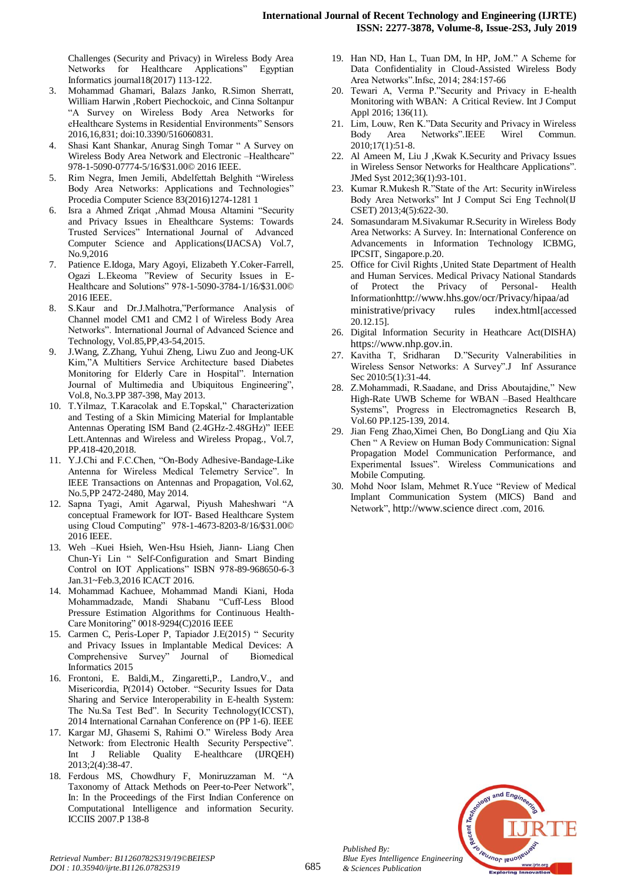Challenges (Security and Privacy) in Wireless Body Area Networks for Healthcare Applications" Egyptian Informatics journal18(2017) 113-122.

3. Mohammad Ghamari, Balazs Janko, R.Simon Sherratt, William Harwin ,Robert Piechockoic, and Cinna Soltanpur "A Survey on Wireless Body Area Networks for eHealthcare Systems in Residential Environments" Sensors 2016,16,831; doi:10.3390/516060831.
4. Shasi Kant Shankar, Anurag Singh Tomar " A Survey on Wireless Body Area Network and Electronic –Healthcare" 978-1-5090-07774-5/16/$31.00© 2016 IEEE.
5. Rim Negra, Imen Jemili, Abdelfettah Belghith "Wireless Body Area Networks: Applications and Technologies" Procedia Computer Science 83(2016)1274-1281 1
6. Isra a Ahmed Zriqat ,Ahmad Mousa Altamini "Security and Privacy Issues in Ehealthcare Systems: Towards Trusted Services" International Journal of Advanced Computer Science and Applications(IJACSA) Vol.7, No.9,2016
7. Patience E.Idoga, Mary Agoyi, Elizabeth Y.Coker-Farrell, Ogazi L.Ekeoma "Review of Security Issues in E-Healthcare and Solutions" 978-1-5090-3784-1/16/$31.00© 2016 IEEE.
8. S.Kaur and Dr.J.Malhotra,"Performance Analysis of Channel model CM1 and CM2 l of Wireless Body Area Networks". International Journal of Advanced Science and Technology, Vol.85,PP,43-54,2015.
9. J.Wang, Z.Zhang, Yuhui Zheng, Liwu Zuo and Jeong-UK Kim,"A Multitiers Service Architecture based Diabetes Monitoring for Elderly Care in Hospital". Internation Journal of Multimedia and Ubiquitous Engineering", Vol.8, No.3.PP 387-398, May 2013.
10. T.Yilmaz, T.Karacolak and E.Topskal," Characterization and Testing of a Skin Mimicing Material for Implantable Antennas Operating ISM Band (2.4GHz-2.48GHz)" IEEE Lett.Antennas and Wireless and Wireless Propag., Vol.7, PP.418-420,2018.
11. Y.J.Chi and F.C.Chen, "On-Body Adhesive-Bandage-Like Antenna for Wireless Medical Telemetry Service". In IEEE Transactions on Antennas and Propagation, Vol.62, No.5,PP 2472-2480, May 2014.
12. Sapna Tyagi, Amit Agarwal, Piyush Maheshwari "A conceptual Framework for IOT- Based Healthcare System using Cloud Computing" 978-1-4673-8203-8/16/$31.00© 2016 IEEE.
13. Weh –Kuei Hsieh, Wen-Hsu Hsieh, Jiann- Liang Chen Chun-Yi Lin " Self-Configuration and Smart Binding Control on IOT Applications" ISBN 978-89-968650-6-3 Jan.31~Feb.3,2016 ICACT 2016.
14. Mohammad Kachuee, Mohammad Mandi Kiani, Hoda Mohammadzade, Mandi Shabanu "Cuff-Less Blood Pressure Estimation Algorithms for Continuous Health-Care Monitoring" 0018-9294(C)2016 IEEE
15. Carmen C, Peris-Loper P, Tapiador J.E(2015) " Security and Privacy Issues in Implantable Medical Devices: A Comprehensive Survey" Journal of Biomedical Informatics 2015
16. Frontoni, E. Baldi,M., Zingaretti,P., Landro,V., and Misericordia, P(2014) October. "Security Issues for Data Sharing and Service Interoperability in E-health System: The Nu.Sa Test Bed". In Security Technology(ICCST), 2014 International Carnahan Conference on (PP 1-6). IEEE
17. Kargar MJ, Ghasemi S, Rahimi O." Wireless Body Area Network: from Electronic Health Security Perspective". Int J Reliable Quality E-healthcare (IJRQEH) 2013;2(4):38-47.
18. Ferdous MS, Chowdhury F, Moniruzzaman M. "A Taxonomy of Attack Methods on Peer-to-Peer Network", In: In the Proceedings of the First Indian Conference on Computational Intelligence and information Security. ICCIIS 2007.P 138-8
19. Han ND, Han L, Tuan DM, In HP, JoM." A Scheme for Data Confidentiality in Cloud-Assisted Wireless Body Area Networks".Infsc, 2014; 284:157-66
20. Tewari A, Verma P."Security and Privacy in E-health Monitoring with WBAN: A Critical Review. Int J Comput Appl 2016; 136(11).
21. Lim, Louw, Ren K."Data Security and Privacy in Wireless Body Area Networks".IEEE Wirel Commun. 2010;17(1):51-8.
22. Al Ameen M, Liu J ,Kwak K.Security and Privacy Issues in Wireless Sensor Networks for Healthcare Applications". JMed Syst 2012;36(1):93-101.
23. Kumar R.Mukesh R."State of the Art: Security inWireless Body Area Networks" Int J Comput Sci Eng Technol(IJ CSET) 2013;4(5):622-30.
24. Somasundaram M.Sivakumar R.Security in Wireless Body Area Networks: A Survey. In: International Conference on Advancements in Information Technology ICBMG, IPCSIT, Singapore.p.20.
25. Office for Civil Rights ,United State Department of Health and Human Services. Medical Privacy National Standards of Protect the Privacy of Personal- Health Informationhttp://www.hhs.gov/ocr/Privacy/hipaa/ad ministrative/privacy rules index.html[accessed 20.12.15].
26. Digital Information Security in Heathcare Act(DISHA) https://www.nhp.gov.in.
27. Kavitha T, Sridharan D."Security Valnerabilities in Wireless Sensor Networks: A Survey".J Inf Assurance Sec 2010:5(1):31-44.
28. Z.Mohammadi, R.Saadane, and Driss Aboutajdine," New High-Rate UWB Scheme for WBAN –Based Healthcare Systems", Progress in Electromagnetics Research B, Vol.60 PP.125-139, 2014.
29. Jian Feng Zhao,Ximei Chen, Bo DongLiang and Qiu Xia Chen " A Review on Human Body Communication: Signal Propagation Model Communication Performance, and Experimental Issues". Wireless Communications and Mobile Computing.
30. Mohd Noor Islam, Mehmet R.Yuce "Review of Medical Implant Communication System (MICS) Band and Network", http://www.science direct .com, 2016.